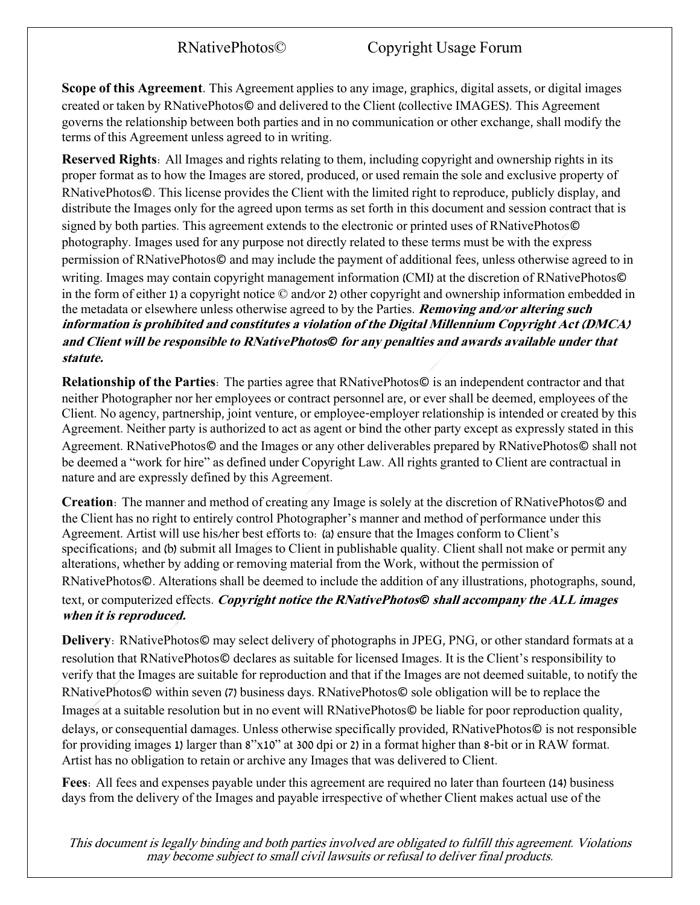# RNativePhotos© Copyright Usage Forum

**Scope of this Agreement**. This Agreement applies to any image, graphics, digital assets, or digital images created or taken by RNativePhotos© and delivered to the Client (collective IMAGES). This Agreement governs the relationship between both parties and in no communication or other exchange, shall modify the terms of this Agreement unless agreed to in writing.

**Reserved Rights**: All Images and rights relating to them, including copyright and ownership rights in its proper format as to how the Images are stored, produced, or used remain the sole and exclusive property of RNativePhotos©. This license provides the Client with the limited right to reproduce, publicly display, and distribute the Images only for the agreed upon terms as set forth in this document and session contract that is signed by both parties. This agreement extends to the electronic or printed uses of RNativePhotos© photography. Images used for any purpose not directly related to these terms must be with the express permission of RNativePhotos© and may include the payment of additional fees, unless otherwise agreed to in writing. Images may contain copyright management information (CMI) at the discretion of RNativePhotos© in the form of either 1) a copyright notice © and/or 2) other copyright and ownership information embedded in the metadata or elsewhere unless otherwise agreed to by the Parties. ***Removing and/or altering such information is prohibited and constitutes a violation of the Digital Millennium Copyright Act (DMCA) and Client will be responsible to RNativePhotos© for any penalties and awards available under that statute.***

**Relationship of the Parties**: The parties agree that RNativePhotos© is an independent contractor and that neither Photographer nor her employees or contract personnel are, or ever shall be deemed, employees of the Client. No agency, partnership, joint venture, or employee-employer relationship is intended or created by this Agreement. Neither party is authorized to act as agent or bind the other party except as expressly stated in this Agreement. RNativePhotos© and the Images or any other deliverables prepared by RNativePhotos© shall not be deemed a "work for hire" as defined under Copyright Law. All rights granted to Client are contractual in nature and are expressly defined by this Agreement.

**Creation**: The manner and method of creating any Image is solely at the discretion of RNativePhotos© and the Client has no right to entirely control Photographer's manner and method of performance under this Agreement. Artist will use his/her best efforts to: (a) ensure that the Images conform to Client's specifications; and (b) submit all Images to Client in publishable quality. Client shall not make or permit any alterations, whether by adding or removing material from the Work, without the permission of RNativePhotos©. Alterations shall be deemed to include the addition of any illustrations, photographs, sound, text, or computerized effects. ***Copyright notice the RNativePhotos© shall accompany the ALL images when it is reproduced.***

**Delivery**: RNativePhotos© may select delivery of photographs in JPEG, PNG, or other standard formats at a resolution that RNativePhotos© declares as suitable for licensed Images. It is the Client's responsibility to verify that the Images are suitable for reproduction and that if the Images are not deemed suitable, to notify the RNativePhotos© within seven (7) business days. RNativePhotos© sole obligation will be to replace the Images at a suitable resolution but in no event will RNativePhotos© be liable for poor reproduction quality, delays, or consequential damages. Unless otherwise specifically provided, RNativePhotos© is not responsible for providing images 1) larger than 8"x10" at 300 dpi or 2) in a format higher than 8-bit or in RAW format. Artist has no obligation to retain or archive any Images that was delivered to Client.

**Fees**: All fees and expenses payable under this agreement are required no later than fourteen (14) business days from the delivery of the Images and payable irrespective of whether Client makes actual use of the

*This document is legally binding and both parties involved are obligated to fulfill this agreement. Violations may become subject to small civil lawsuits or refusal to deliver final products.*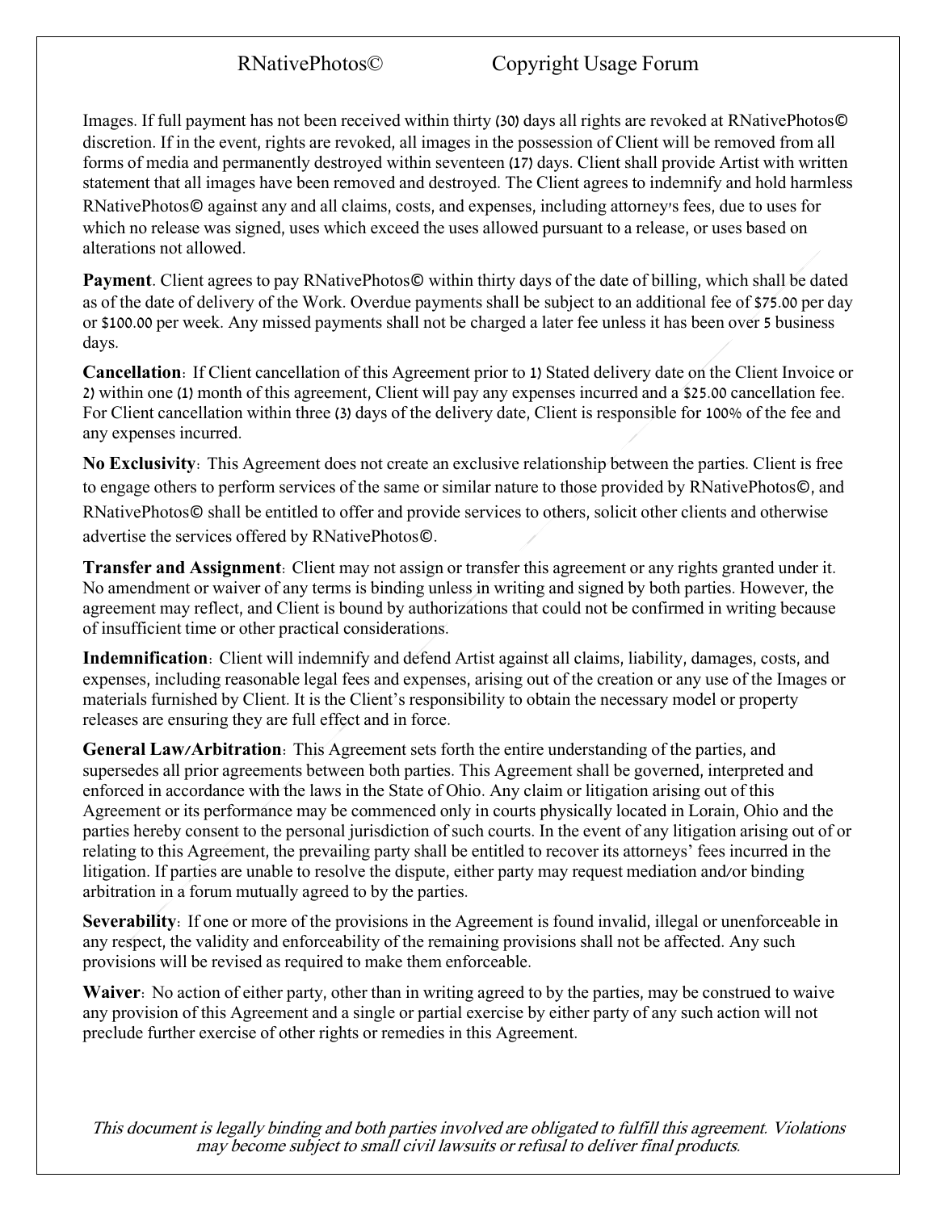Images. If full payment has not been received within thirty (30) days all rights are revoked at RNativePhotos© discretion. If in the event, rights are revoked, all images in the possession of Client will be removed from all forms of media and permanently destroyed within seventeen (17) days. Client shall provide Artist with written statement that all images have been removed and destroyed. The Client agrees to indemnify and hold harmless RNativePhotos© against any and all claims, costs, and expenses, including attorney's fees, due to uses for which no release was signed, uses which exceed the uses allowed pursuant to a release, or uses based on alterations not allowed.

**Payment**. Client agrees to pay RNativePhotos© within thirty days of the date of billing, which shall be dated as of the date of delivery of the Work. Overdue payments shall be subject to an additional fee of $75.00 per day or $100.00 per week. Any missed payments shall not be charged a later fee unless it has been over 5 business days.

**Cancellation**: If Client cancellation of this Agreement prior to 1) Stated delivery date on the Client Invoice or 2) within one (1) month of this agreement, Client will pay any expenses incurred and a $25.00 cancellation fee. For Client cancellation within three (3) days of the delivery date, Client is responsible for 100% of the fee and any expenses incurred.

**No Exclusivity**: This Agreement does not create an exclusive relationship between the parties. Client is free to engage others to perform services of the same or similar nature to those provided by RNativePhotos©, and RNativePhotos© shall be entitled to offer and provide services to others, solicit other clients and otherwise advertise the services offered by RNativePhotos©.

**Transfer and Assignment**: Client may not assign or transfer this agreement or any rights granted under it. No amendment or waiver of any terms is binding unless in writing and signed by both parties. However, the agreement may reflect, and Client is bound by authorizations that could not be confirmed in writing because of insufficient time or other practical considerations.

**Indemnification**: Client will indemnify and defend Artist against all claims, liability, damages, costs, and expenses, including reasonable legal fees and expenses, arising out of the creation or any use of the Images or materials furnished by Client. It is the Client's responsibility to obtain the necessary model or property releases are ensuring they are full effect and in force.

**General Law/Arbitration**: This Agreement sets forth the entire understanding of the parties, and supersedes all prior agreements between both parties. This Agreement shall be governed, interpreted and enforced in accordance with the laws in the State of Ohio. Any claim or litigation arising out of this Agreement or its performance may be commenced only in courts physically located in Lorain, Ohio and the parties hereby consent to the personal jurisdiction of such courts. In the event of any litigation arising out of or relating to this Agreement, the prevailing party shall be entitled to recover its attorneys' fees incurred in the litigation. If parties are unable to resolve the dispute, either party may request mediation and/or binding arbitration in a forum mutually agreed to by the parties.

**Severability**: If one or more of the provisions in the Agreement is found invalid, illegal or unenforceable in any respect, the validity and enforceability of the remaining provisions shall not be affected. Any such provisions will be revised as required to make them enforceable.

**Waiver**: No action of either party, other than in writing agreed to by the parties, may be construed to waive any provision of this Agreement and a single or partial exercise by either party of any such action will not preclude further exercise of other rights or remedies in this Agreement.

*This document is legally binding and both parties involved are obligated to fulfill this agreement. Violations may become subject to small civil lawsuits or refusal to deliver final products.*